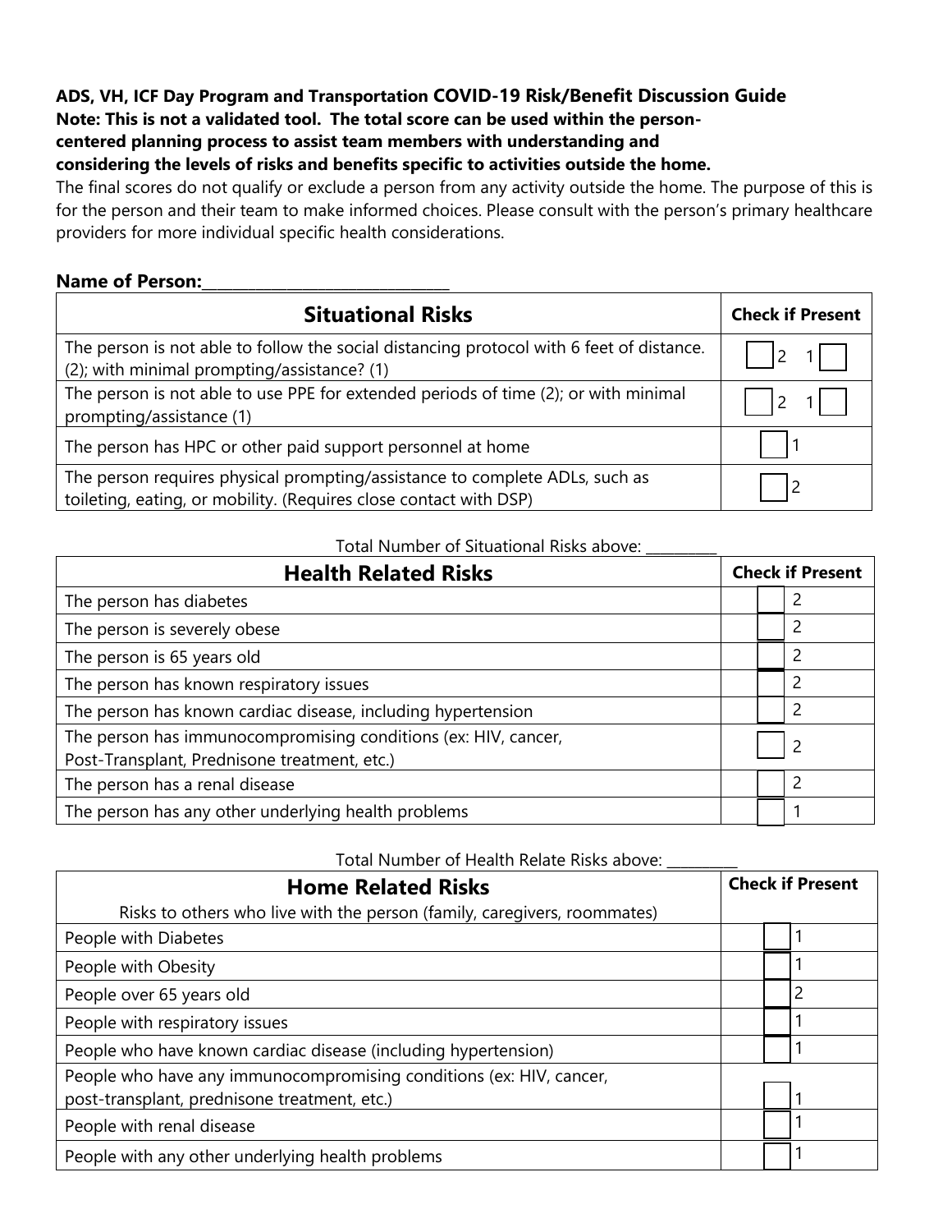**ADS, VH, ICF Day Program and Transportation COVID-19 Risk/Benefit Discussion Guide**
**Note: This is not a validated tool. The total score can be used within the person-centered planning process to assist team members with understanding and considering the levels of risks and benefits specific to activities outside the home.**

The final scores do not qualify or exclude a person from any activity outside the home. The purpose of this is for the person and their team to make informed choices. Please consult with the person's primary healthcare providers for more individual specific health considerations.

**Name of Person:**______________________________

| Situational Risks | Check if Present |
|---|---|
| The person is not able to follow the social distancing protocol with 6 feet of distance. (2); with minimal prompting/assistance? (1) | ☐ 2 1 ☐ |
| The person is not able to use PPE for extended periods of time (2); or with minimal prompting/assistance (1) | ☐ 2 1 ☐ |
| The person has HPC or other paid support personnel at home | ☐ 1 |
| The person requires physical prompting/assistance to complete ADLs, such as toileting, eating, or mobility. (Requires close contact with DSP) | ☐ 2 |

Total Number of Situational Risks above: __________

| Health Related Risks | Check if Present |
|---|---|
| The person has diabetes | ☐ 2 |
| The person is severely obese | ☐ 2 |
| The person is 65 years old | ☐ 2 |
| The person has known respiratory issues | ☐ 2 |
| The person has known cardiac disease, including hypertension | ☐ 2 |
| The person has immunocompromising conditions (ex: HIV, cancer, Post-Transplant, Prednisone treatment, etc.) | ☐ 2 |
| The person has a renal disease | ☐ 2 |
| The person has any other underlying health problems | ☐ 1 |

Total Number of Health Relate Risks above: __________

| Home Related Risks<br>Risks to others who live with the person (family, caregivers, roommates) | Check if Present |
|---|---|
| People with Diabetes | ☐ 1 |
| People with Obesity | ☐ 1 |
| People over 65 years old | ☐ 2 |
| People with respiratory issues | ☐ 1 |
| People who have known cardiac disease (including hypertension) | ☐ 1 |
| People who have any immunocompromising conditions (ex: HIV, cancer, post-transplant, prednisone treatment, etc.) | ☐ 1 |
| People with renal disease | ☐ 1 |
| People with any other underlying health problems | ☐ 1 |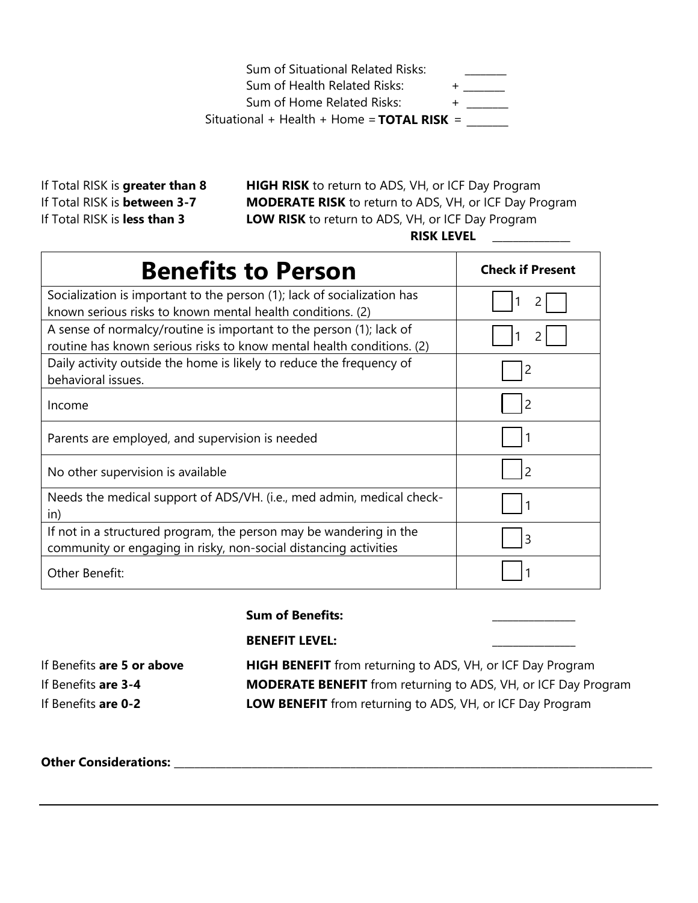Sum of Situational Related Risks: ________
Sum of Health Related Risks: + ________
Sum of Home Related Risks: + ________
Situational + Health + Home = **TOTAL RISK** = ________

If Total RISK is **greater than 8** — **HIGH RISK** to return to ADS, VH, or ICF Day Program
If Total RISK is **between 3-7** — **MODERATE RISK** to return to ADS, VH, or ICF Day Program
If Total RISK is **less than 3** — **LOW RISK** to return to ADS, VH, or ICF Day Program

**RISK LEVEL** ________________

| **Benefits to Person** | **Check if Present** |
|---|---|
| Socialization is important to the person (1); lack of socialization has known serious risks to known mental health conditions. (2) | ☐ 1   2 ☐ |
| A sense of normalcy/routine is important to the person (1); lack of routine has known serious risks to know mental health conditions. (2) | ☐ 1   2 ☐ |
| Daily activity outside the home is likely to reduce the frequency of behavioral issues. | ☐ 2 |
| Income | ☐ 2 |
| Parents are employed, and supervision is needed | ☐ 1 |
| No other supervision is available | ☐ 2 |
| Needs the medical support of ADS/VH. (i.e., med admin, medical check-in) | ☐ 1 |
| If not in a structured program, the person may be wandering in the community or engaging in risky, non-social distancing activities | ☐ 3 |
| Other Benefit: | ☐ 1 |

**Sum of Benefits:** ________________

**BENEFIT LEVEL:** ________________

If Benefits **are 5 or above** — **HIGH BENEFIT** from returning to ADS, VH, or ICF Day Program
If Benefits **are 3-4** — **MODERATE BENEFIT** from returning to ADS, VH, or ICF Day Program
If Benefits **are 0-2** — **LOW BENEFIT** from returning to ADS, VH, or ICF Day Program

**Other Considerations:** ____________________________________________________________________________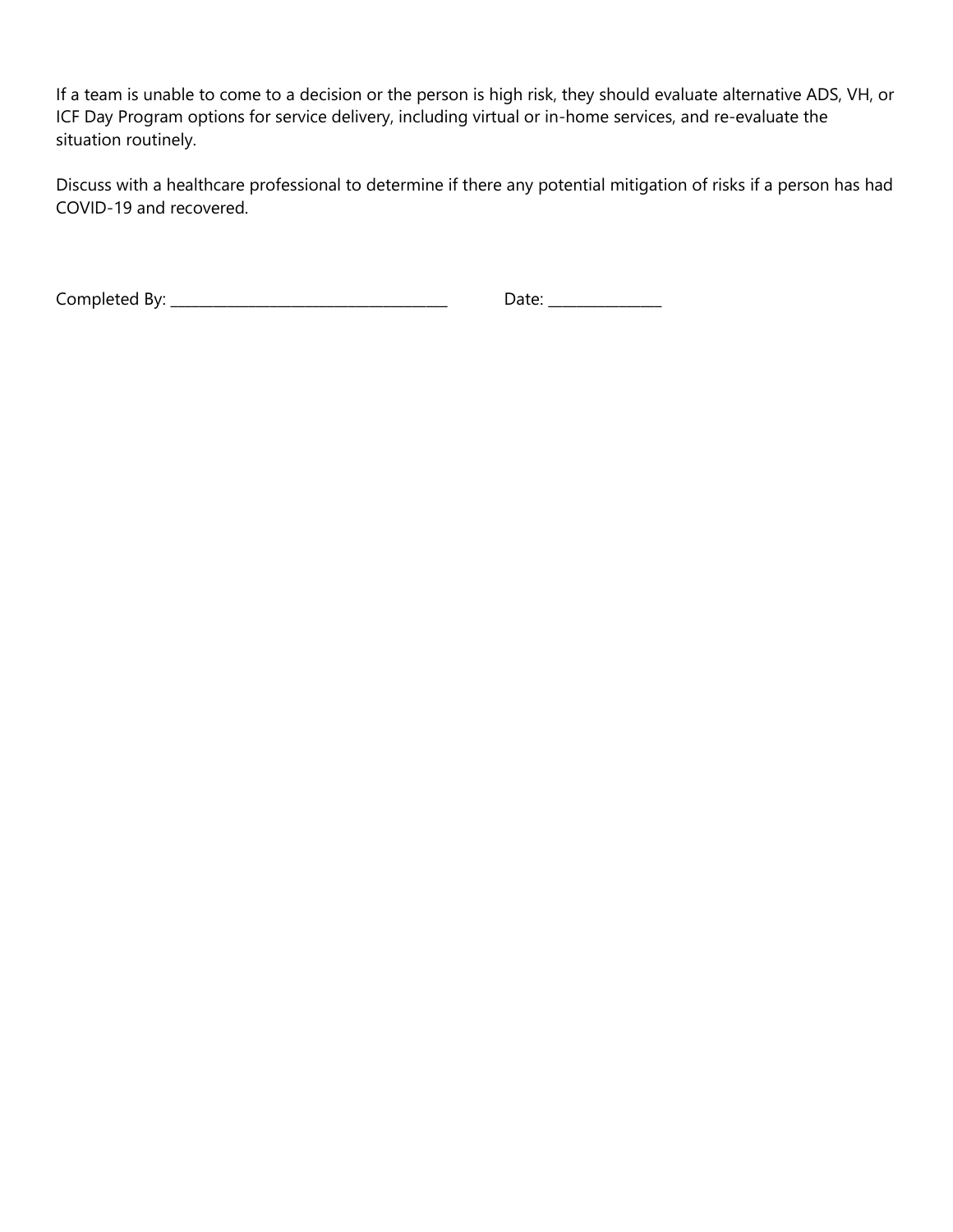If a team is unable to come to a decision or the person is high risk, they should evaluate alternative ADS, VH, or ICF Day Program options for service delivery, including virtual or in-home services, and re-evaluate the situation routinely.

Discuss with a healthcare professional to determine if there any potential mitigation of risks if a person has had COVID-19 and recovered.

Completed By: ___________________________________ Date: _______________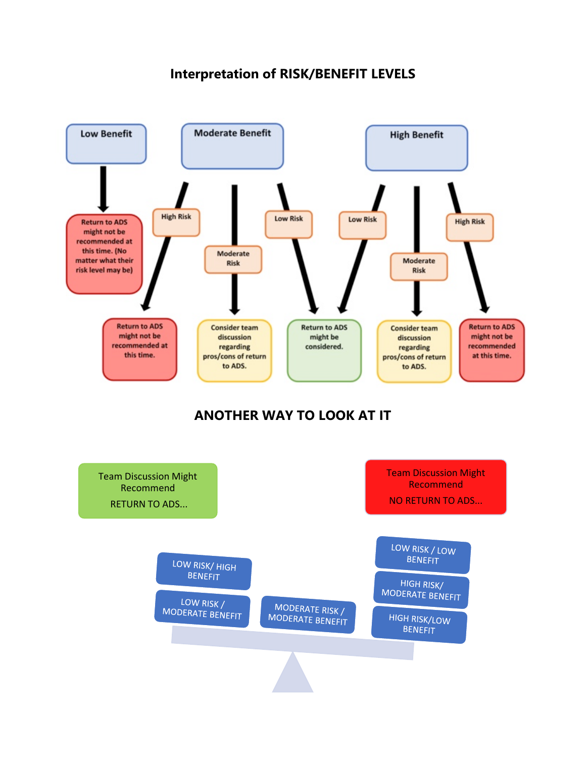## Interpretation of RISK/BENEFIT LEVELS

Low Benefit

Return to ADS might not be recommended at this time. (No matter what their risk level may be)

Moderate Benefit

High Risk

Return to ADS might not be recommended at this time.

Moderate Risk

Consider team discussion regarding pros/cons of return to ADS.

Low Risk

Return to ADS might be considered.

High Benefit

Low Risk

Moderate Risk

Consider team discussion regarding pros/cons of return to ADS.

High Risk

Return to ADS might not be recommended at this time.

## ANOTHER WAY TO LOOK AT IT

Team Discussion Might Recommend

RETURN TO ADS...

Team Discussion Might Recommend

NO RETURN TO ADS...

LOW RISK/ HIGH BENEFIT

LOW RISK / MODERATE BENEFIT

MODERATE RISK / MODERATE BENEFIT

LOW RISK / LOW BENEFIT

HIGH RISK/ MODERATE BENEFIT

HIGH RISK/LOW BENEFIT